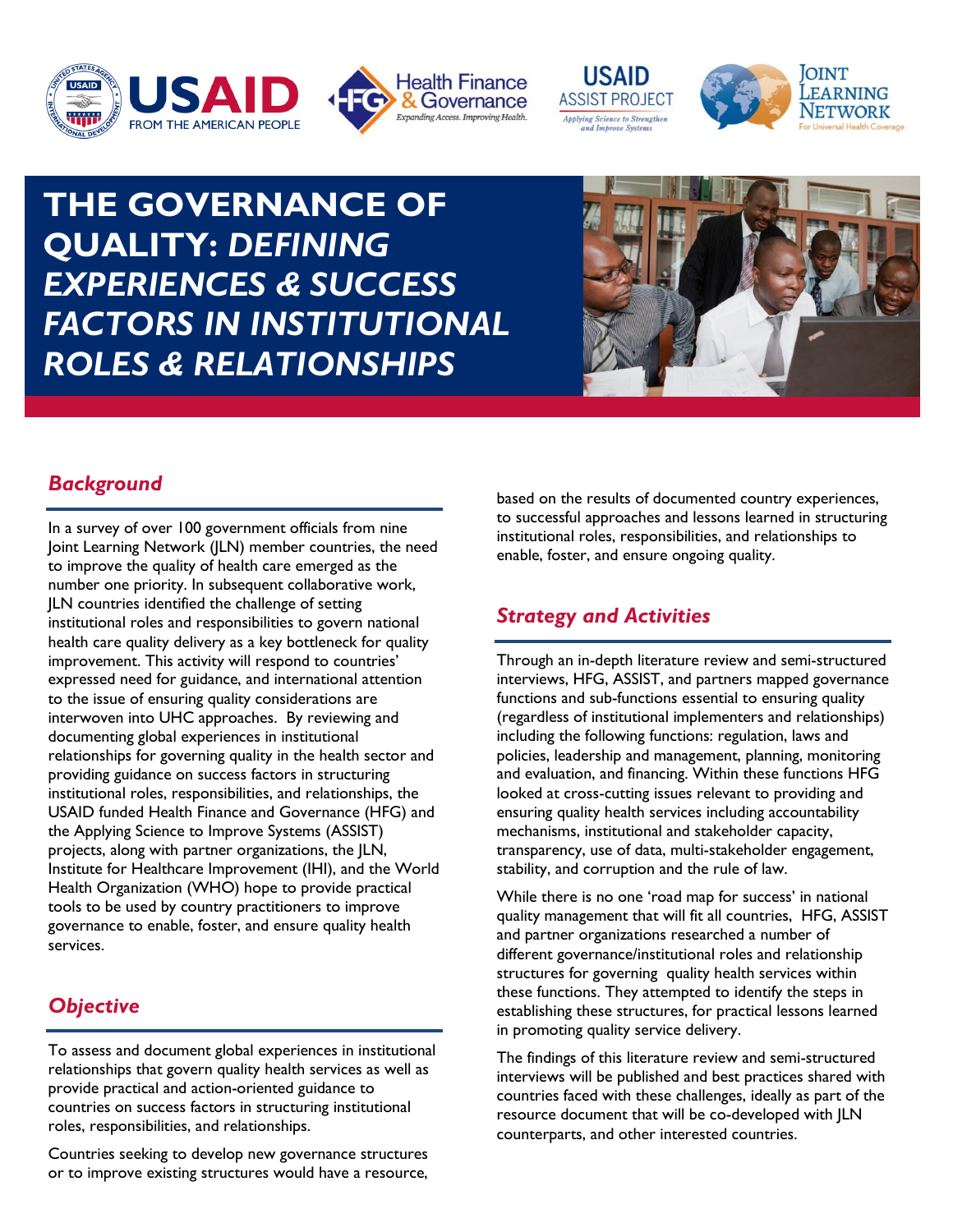# THE GOVERNANCE OF QUALITY: *DEFINING EXPERIENCES & SUCCESS FACTORS IN INSTITUTIONAL ROLES & RELATIONSHIPS*

## *Background*

In a survey of over 100 government officials from nine Joint Learning Network (JLN) member countries, the need to improve the quality of health care emerged as the number one priority. In subsequent collaborative work, JLN countries identified the challenge of setting institutional roles and responsibilities to govern national health care quality delivery as a key bottleneck for quality improvement. This activity will respond to countries' expressed need for guidance, and international attention to the issue of ensuring quality considerations are interwoven into UHC approaches. By reviewing and documenting global experiences in institutional relationships for governing quality in the health sector and providing guidance on success factors in structuring institutional roles, responsibilities, and relationships, the USAID funded Health Finance and Governance (HFG) and the Applying Science to Improve Systems (ASSIST) projects, along with partner organizations, the JLN, Institute for Healthcare Improvement (IHI), and the World Health Organization (WHO) hope to provide practical tools to be used by country practitioners to improve governance to enable, foster, and ensure quality health services.

## *Objective*

To assess and document global experiences in institutional relationships that govern quality health services as well as provide practical and action-oriented guidance to countries on success factors in structuring institutional roles, responsibilities, and relationships.

Countries seeking to develop new governance structures or to improve existing structures would have a resource, based on the results of documented country experiences, to successful approaches and lessons learned in structuring institutional roles, responsibilities, and relationships to enable, foster, and ensure ongoing quality.

## *Strategy and Activities*

Through an in-depth literature review and semi-structured interviews, HFG, ASSIST, and partners mapped governance functions and sub-functions essential to ensuring quality (regardless of institutional implementers and relationships) including the following functions: regulation, laws and policies, leadership and management, planning, monitoring and evaluation, and financing. Within these functions HFG looked at cross-cutting issues relevant to providing and ensuring quality health services including accountability mechanisms, institutional and stakeholder capacity, transparency, use of data, multi-stakeholder engagement, stability, and corruption and the rule of law.

While there is no one 'road map for success' in national quality management that will fit all countries, HFG, ASSIST and partner organizations researched a number of different governance/institutional roles and relationship structures for governing quality health services within these functions. They attempted to identify the steps in establishing these structures, for practical lessons learned in promoting quality service delivery.

The findings of this literature review and semi-structured interviews will be published and best practices shared with countries faced with these challenges, ideally as part of the resource document that will be co-developed with JLN counterparts, and other interested countries.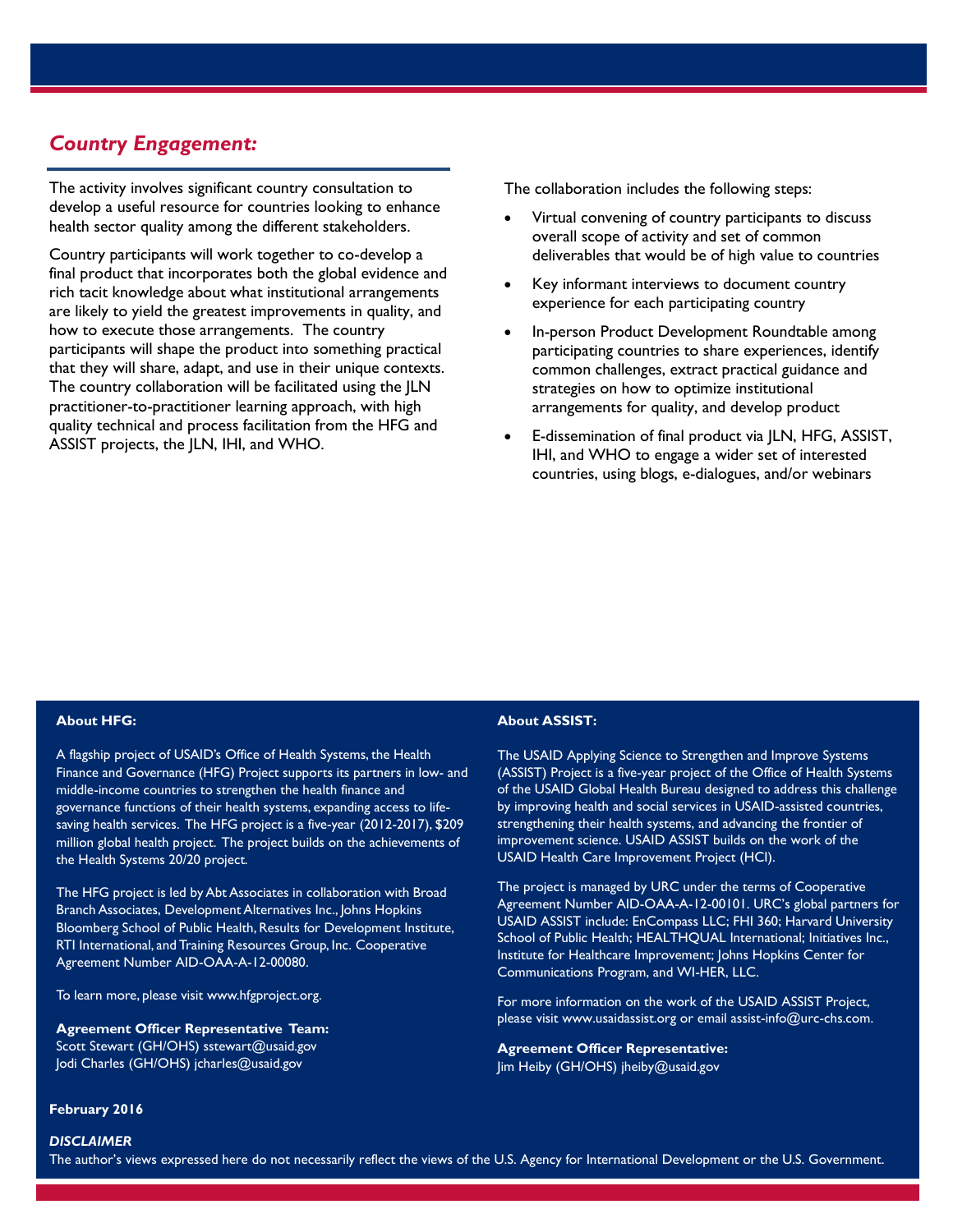## *Country Engagement:*

The activity involves significant country consultation to develop a useful resource for countries looking to enhance health sector quality among the different stakeholders.

Country participants will work together to co-develop a final product that incorporates both the global evidence and rich tacit knowledge about what institutional arrangements are likely to yield the greatest improvements in quality, and how to execute those arrangements. The country participants will shape the product into something practical that they will share, adapt, and use in their unique contexts. The country collaboration will be facilitated using the JLN practitioner-to-practitioner learning approach, with high quality technical and process facilitation from the HFG and ASSIST projects, the JLN, IHI, and WHO.

The collaboration includes the following steps:

- Virtual convening of country participants to discuss overall scope of activity and set of common deliverables that would be of high value to countries
- Key informant interviews to document country experience for each participating country
- In-person Product Development Roundtable among participating countries to share experiences, identify common challenges, extract practical guidance and strategies on how to optimize institutional arrangements for quality, and develop product
- E-dissemination of final product via JLN, HFG, ASSIST, IHI, and WHO to engage a wider set of interested countries, using blogs, e-dialogues, and/or webinars

**About HFG:**

A flagship project of USAID's Office of Health Systems, the Health Finance and Governance (HFG) Project supports its partners in low- and middle-income countries to strengthen the health finance and governance functions of their health systems, expanding access to life-saving health services. The HFG project is a five-year (2012-2017), $209 million global health project. The project builds on the achievements of the Health Systems 20/20 project.

The HFG project is led by Abt Associates in collaboration with Broad Branch Associates, Development Alternatives Inc., Johns Hopkins Bloomberg School of Public Health, Results for Development Institute, RTI International, and Training Resources Group, Inc. Cooperative Agreement Number AID-OAA-A-12-00080.

To learn more, please visit www.hfgproject.org.

**Agreement Officer Representative Team:**
Scott Stewart (GH/OHS) sstewart@usaid.gov
Jodi Charles (GH/OHS) jcharles@usaid.gov

**About ASSIST:**

The USAID Applying Science to Strengthen and Improve Systems (ASSIST) Project is a five-year project of the Office of Health Systems of the USAID Global Health Bureau designed to address this challenge by improving health and social services in USAID-assisted countries, strengthening their health systems, and advancing the frontier of improvement science. USAID ASSIST builds on the work of the USAID Health Care Improvement Project (HCI).

The project is managed by URC under the terms of Cooperative Agreement Number AID-OAA-A-12-00101. URC's global partners for USAID ASSIST include: EnCompass LLC; FHI 360; Harvard University School of Public Health; HEALTHQUAL International; Initiatives Inc., Institute for Healthcare Improvement; Johns Hopkins Center for Communications Program, and WI-HER, LLC.

For more information on the work of the USAID ASSIST Project, please visit www.usaidassist.org or email assist-info@urc-chs.com.

**Agreement Officer Representative:**
Jim Heiby (GH/OHS) jheiby@usaid.gov

**February 2016**

***DISCLAIMER***
The author's views expressed here do not necessarily reflect the views of the U.S. Agency for International Development or the U.S. Government.